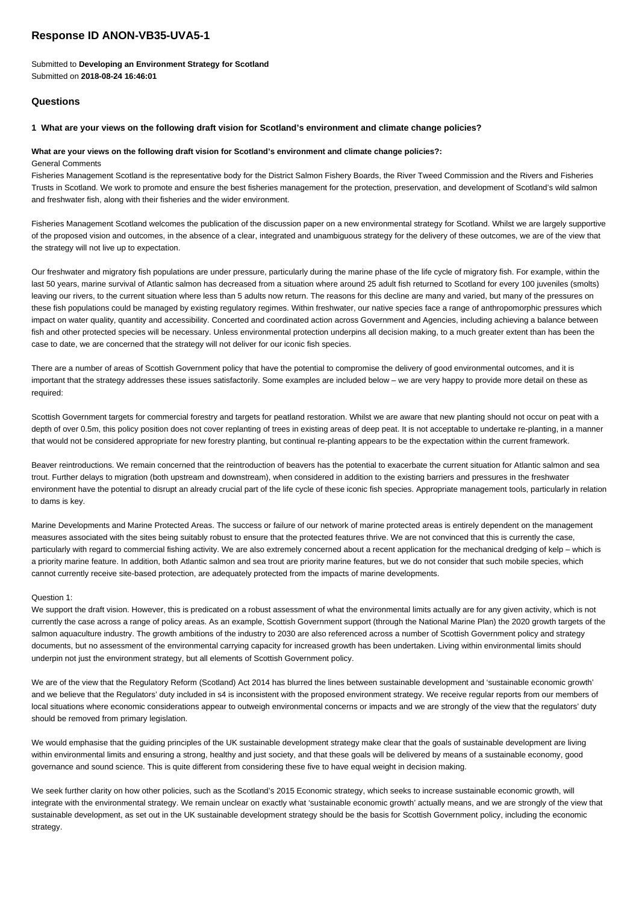# Response ID ANON-VB35-UVA5-1

Submitted to **Developing an Environment Strategy for Scotland**
Submitted on **2018-08-24 16:46:01**

## Questions

**1 What are your views on the following draft vision for Scotland's environment and climate change policies?**

**What are your views on the following draft vision for Scotland's environment and climate change policies?:**

General Comments

Fisheries Management Scotland is the representative body for the District Salmon Fishery Boards, the River Tweed Commission and the Rivers and Fisheries Trusts in Scotland. We work to promote and ensure the best fisheries management for the protection, preservation, and development of Scotland's wild salmon and freshwater fish, along with their fisheries and the wider environment.

Fisheries Management Scotland welcomes the publication of the discussion paper on a new environmental strategy for Scotland. Whilst we are largely supportive of the proposed vision and outcomes, in the absence of a clear, integrated and unambiguous strategy for the delivery of these outcomes, we are of the view that the strategy will not live up to expectation.

Our freshwater and migratory fish populations are under pressure, particularly during the marine phase of the life cycle of migratory fish. For example, within the last 50 years, marine survival of Atlantic salmon has decreased from a situation where around 25 adult fish returned to Scotland for every 100 juveniles (smolts) leaving our rivers, to the current situation where less than 5 adults now return. The reasons for this decline are many and varied, but many of the pressures on these fish populations could be managed by existing regulatory regimes. Within freshwater, our native species face a range of anthropomorphic pressures which impact on water quality, quantity and accessibility. Concerted and coordinated action across Government and Agencies, including achieving a balance between fish and other protected species will be necessary. Unless environmental protection underpins all decision making, to a much greater extent than has been the case to date, we are concerned that the strategy will not deliver for our iconic fish species.

There are a number of areas of Scottish Government policy that have the potential to compromise the delivery of good environmental outcomes, and it is important that the strategy addresses these issues satisfactorily. Some examples are included below – we are very happy to provide more detail on these as required:

Scottish Government targets for commercial forestry and targets for peatland restoration. Whilst we are aware that new planting should not occur on peat with a depth of over 0.5m, this policy position does not cover replanting of trees in existing areas of deep peat. It is not acceptable to undertake re-planting, in a manner that would not be considered appropriate for new forestry planting, but continual re-planting appears to be the expectation within the current framework.

Beaver reintroductions. We remain concerned that the reintroduction of beavers has the potential to exacerbate the current situation for Atlantic salmon and sea trout. Further delays to migration (both upstream and downstream), when considered in addition to the existing barriers and pressures in the freshwater environment have the potential to disrupt an already crucial part of the life cycle of these iconic fish species. Appropriate management tools, particularly in relation to dams is key.

Marine Developments and Marine Protected Areas. The success or failure of our network of marine protected areas is entirely dependent on the management measures associated with the sites being suitably robust to ensure that the protected features thrive. We are not convinced that this is currently the case, particularly with regard to commercial fishing activity. We are also extremely concerned about a recent application for the mechanical dredging of kelp – which is a priority marine feature. In addition, both Atlantic salmon and sea trout are priority marine features, but we do not consider that such mobile species, which cannot currently receive site-based protection, are adequately protected from the impacts of marine developments.

Question 1:

We support the draft vision. However, this is predicated on a robust assessment of what the environmental limits actually are for any given activity, which is not currently the case across a range of policy areas. As an example, Scottish Government support (through the National Marine Plan) the 2020 growth targets of the salmon aquaculture industry. The growth ambitions of the industry to 2030 are also referenced across a number of Scottish Government policy and strategy documents, but no assessment of the environmental carrying capacity for increased growth has been undertaken. Living within environmental limits should underpin not just the environment strategy, but all elements of Scottish Government policy.

We are of the view that the Regulatory Reform (Scotland) Act 2014 has blurred the lines between sustainable development and 'sustainable economic growth' and we believe that the Regulators' duty included in s4 is inconsistent with the proposed environment strategy. We receive regular reports from our members of local situations where economic considerations appear to outweigh environmental concerns or impacts and we are strongly of the view that the regulators' duty should be removed from primary legislation.

We would emphasise that the guiding principles of the UK sustainable development strategy make clear that the goals of sustainable development are living within environmental limits and ensuring a strong, healthy and just society, and that these goals will be delivered by means of a sustainable economy, good governance and sound science. This is quite different from considering these five to have equal weight in decision making.

We seek further clarity on how other policies, such as the Scotland's 2015 Economic strategy, which seeks to increase sustainable economic growth, will integrate with the environmental strategy. We remain unclear on exactly what 'sustainable economic growth' actually means, and we are strongly of the view that sustainable development, as set out in the UK sustainable development strategy should be the basis for Scottish Government policy, including the economic strategy.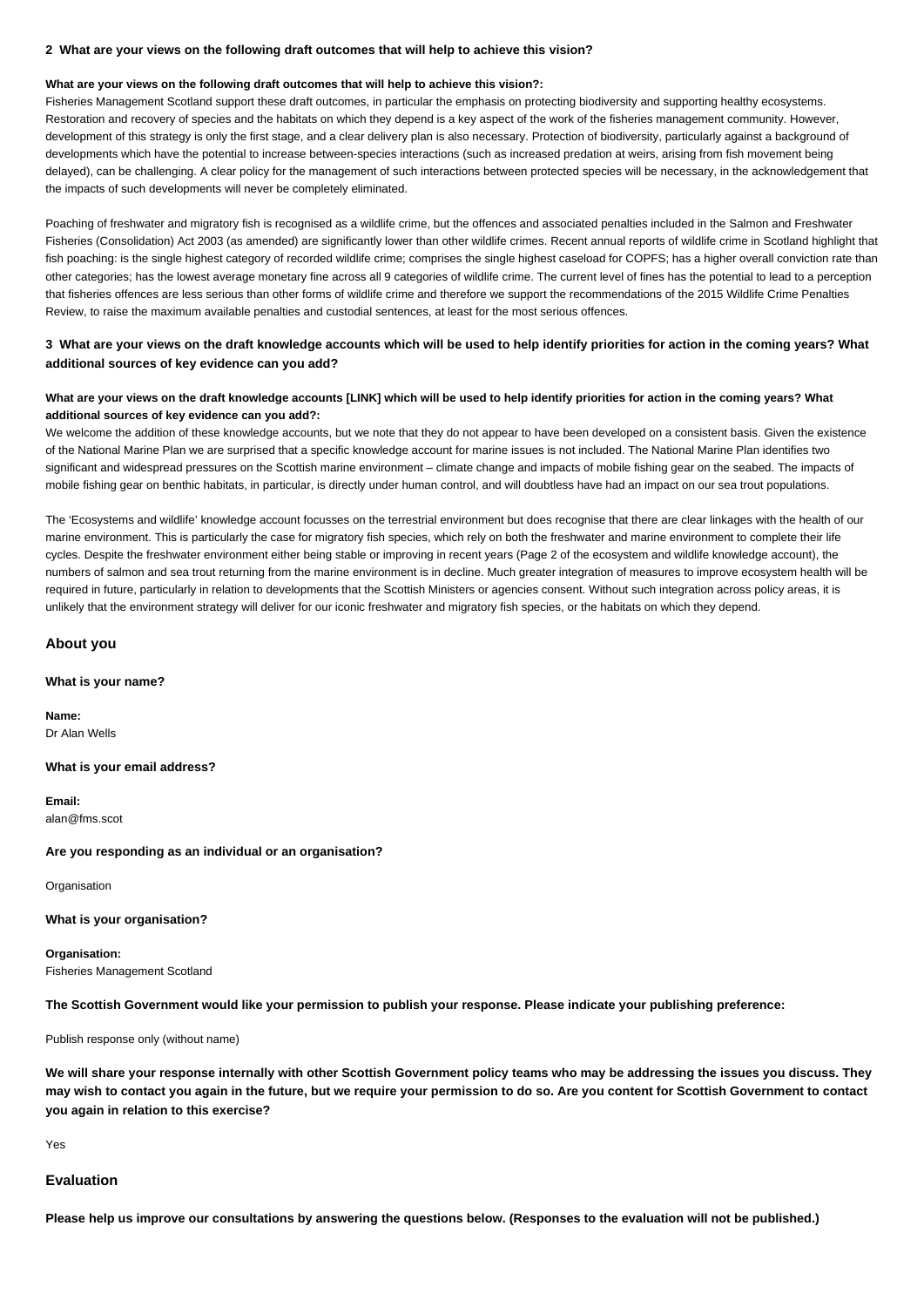**2 What are your views on the following draft outcomes that will help to achieve this vision?**

**What are your views on the following draft outcomes that will help to achieve this vision?:**

Fisheries Management Scotland support these draft outcomes, in particular the emphasis on protecting biodiversity and supporting healthy ecosystems. Restoration and recovery of species and the habitats on which they depend is a key aspect of the work of the fisheries management community. However, development of this strategy is only the first stage, and a clear delivery plan is also necessary. Protection of biodiversity, particularly against a background of developments which have the potential to increase between-species interactions (such as increased predation at weirs, arising from fish movement being delayed), can be challenging. A clear policy for the management of such interactions between protected species will be necessary, in the acknowledgement that the impacts of such developments will never be completely eliminated.

Poaching of freshwater and migratory fish is recognised as a wildlife crime, but the offences and associated penalties included in the Salmon and Freshwater Fisheries (Consolidation) Act 2003 (as amended) are significantly lower than other wildlife crimes. Recent annual reports of wildlife crime in Scotland highlight that fish poaching: is the single highest category of recorded wildlife crime; comprises the single highest caseload for COPFS; has a higher overall conviction rate than other categories; has the lowest average monetary fine across all 9 categories of wildlife crime. The current level of fines has the potential to lead to a perception that fisheries offences are less serious than other forms of wildlife crime and therefore we support the recommendations of the 2015 Wildlife Crime Penalties Review, to raise the maximum available penalties and custodial sentences, at least for the most serious offences.

**3 What are your views on the draft knowledge accounts which will be used to help identify priorities for action in the coming years? What additional sources of key evidence can you add?**

**What are your views on the draft knowledge accounts [LINK] which will be used to help identify priorities for action in the coming years? What additional sources of key evidence can you add?:**

We welcome the addition of these knowledge accounts, but we note that they do not appear to have been developed on a consistent basis. Given the existence of the National Marine Plan we are surprised that a specific knowledge account for marine issues is not included. The National Marine Plan identifies two significant and widespread pressures on the Scottish marine environment – climate change and impacts of mobile fishing gear on the seabed. The impacts of mobile fishing gear on benthic habitats, in particular, is directly under human control, and will doubtless have had an impact on our sea trout populations.

The 'Ecosystems and wildlife' knowledge account focusses on the terrestrial environment but does recognise that there are clear linkages with the health of our marine environment. This is particularly the case for migratory fish species, which rely on both the freshwater and marine environment to complete their life cycles. Despite the freshwater environment either being stable or improving in recent years (Page 2 of the ecosystem and wildlife knowledge account), the numbers of salmon and sea trout returning from the marine environment is in decline. Much greater integration of measures to improve ecosystem health will be required in future, particularly in relation to developments that the Scottish Ministers or agencies consent. Without such integration across policy areas, it is unlikely that the environment strategy will deliver for our iconic freshwater and migratory fish species, or the habitats on which they depend.

## About you

**What is your name?**

**Name:**
Dr Alan Wells

**What is your email address?**

**Email:**
alan@fms.scot

**Are you responding as an individual or an organisation?**

Organisation

**What is your organisation?**

**Organisation:**
Fisheries Management Scotland

**The Scottish Government would like your permission to publish your response. Please indicate your publishing preference:**

Publish response only (without name)

**We will share your response internally with other Scottish Government policy teams who may be addressing the issues you discuss. They may wish to contact you again in the future, but we require your permission to do so. Are you content for Scottish Government to contact you again in relation to this exercise?**

Yes

## Evaluation

**Please help us improve our consultations by answering the questions below. (Responses to the evaluation will not be published.)**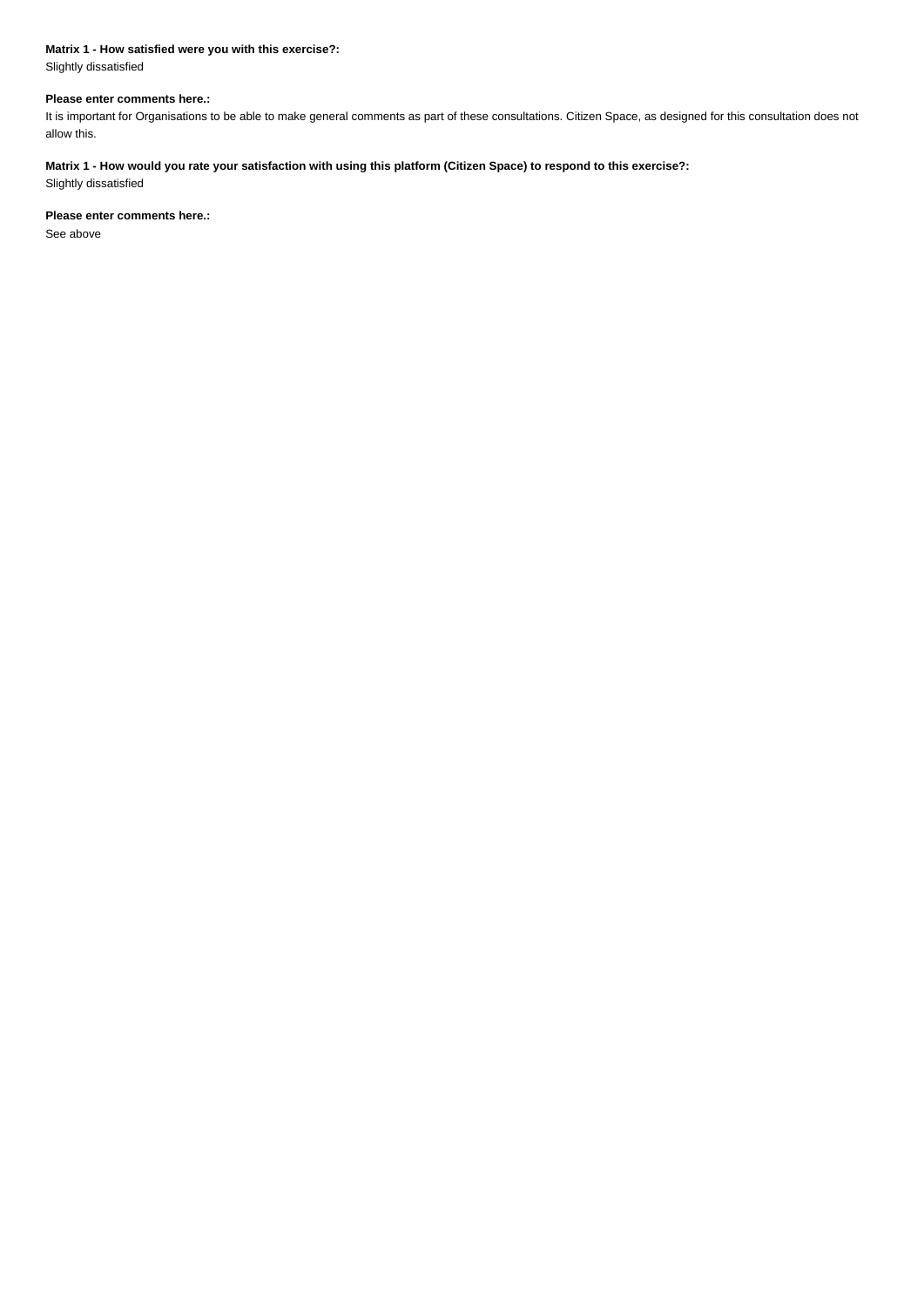**Matrix 1 - How satisfied were you with this exercise?:**
Slightly dissatisfied

**Please enter comments here.:**
It is important for Organisations to be able to make general comments as part of these consultations. Citizen Space, as designed for this consultation does not allow this.

**Matrix 1 - How would you rate your satisfaction with using this platform (Citizen Space) to respond to this exercise?:**
Slightly dissatisfied

**Please enter comments here.:**
See above